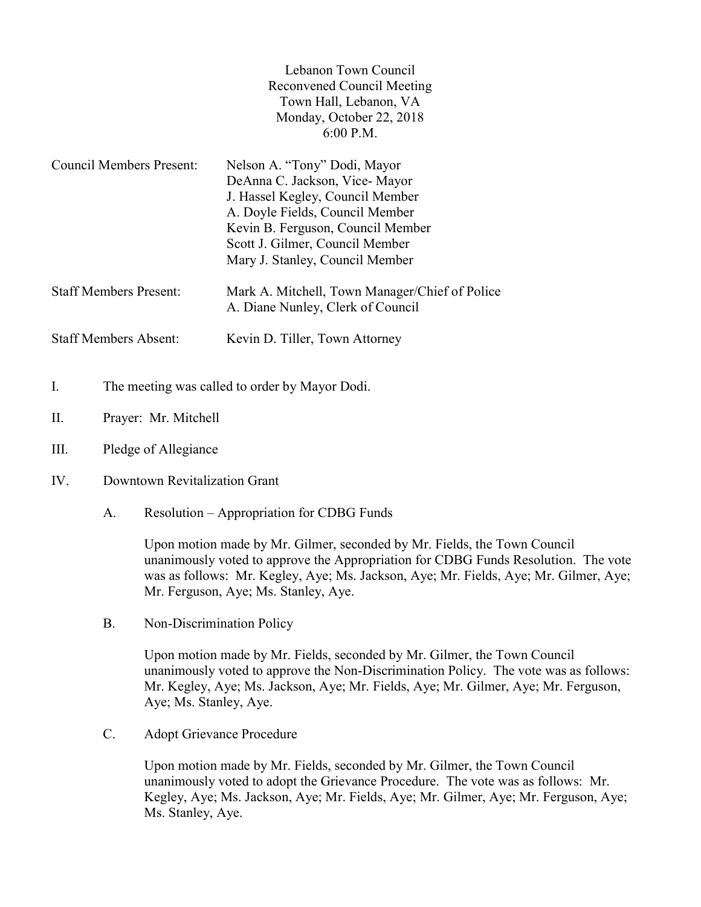Lebanon Town Council
Reconvened Council Meeting
Town Hall, Lebanon, VA
Monday, October 22, 2018
6:00 P.M.

Council Members Present: Nelson A. "Tony" Dodi, Mayor
DeAnna C. Jackson, Vice- Mayor
J. Hassel Kegley, Council Member
A. Doyle Fields, Council Member
Kevin B. Ferguson, Council Member
Scott J. Gilmer, Council Member
Mary J. Stanley, Council Member

Staff Members Present: Mark A. Mitchell, Town Manager/Chief of Police
A. Diane Nunley, Clerk of Council

Staff Members Absent: Kevin D. Tiller, Town Attorney

I. The meeting was called to order by Mayor Dodi.

II. Prayer: Mr. Mitchell

III. Pledge of Allegiance

IV. Downtown Revitalization Grant

A. Resolution – Appropriation for CDBG Funds

Upon motion made by Mr. Gilmer, seconded by Mr. Fields, the Town Council unanimously voted to approve the Appropriation for CDBG Funds Resolution. The vote was as follows: Mr. Kegley, Aye; Ms. Jackson, Aye; Mr. Fields, Aye; Mr. Gilmer, Aye; Mr. Ferguson, Aye; Ms. Stanley, Aye.

B. Non-Discrimination Policy

Upon motion made by Mr. Fields, seconded by Mr. Gilmer, the Town Council unanimously voted to approve the Non-Discrimination Policy. The vote was as follows: Mr. Kegley, Aye; Ms. Jackson, Aye; Mr. Fields, Aye; Mr. Gilmer, Aye; Mr. Ferguson, Aye; Ms. Stanley, Aye.

C. Adopt Grievance Procedure

Upon motion made by Mr. Fields, seconded by Mr. Gilmer, the Town Council unanimously voted to adopt the Grievance Procedure. The vote was as follows: Mr. Kegley, Aye; Ms. Jackson, Aye; Mr. Fields, Aye; Mr. Gilmer, Aye; Mr. Ferguson, Aye; Ms. Stanley, Aye.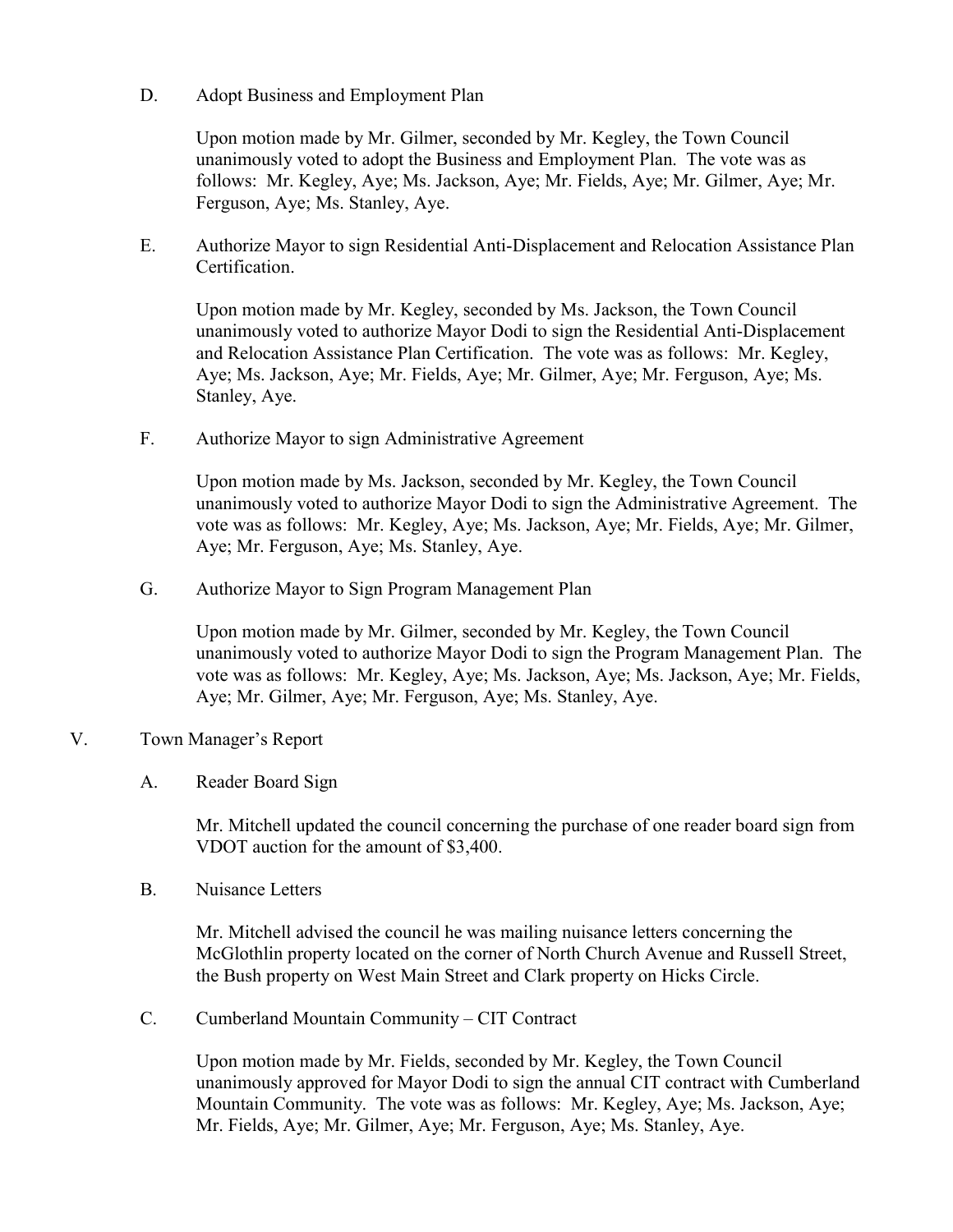D. Adopt Business and Employment Plan

Upon motion made by Mr. Gilmer, seconded by Mr. Kegley, the Town Council unanimously voted to adopt the Business and Employment Plan. The vote was as follows: Mr. Kegley, Aye; Ms. Jackson, Aye; Mr. Fields, Aye; Mr. Gilmer, Aye; Mr. Ferguson, Aye; Ms. Stanley, Aye.

E. Authorize Mayor to sign Residential Anti-Displacement and Relocation Assistance Plan Certification.

Upon motion made by Mr. Kegley, seconded by Ms. Jackson, the Town Council unanimously voted to authorize Mayor Dodi to sign the Residential Anti-Displacement and Relocation Assistance Plan Certification. The vote was as follows: Mr. Kegley, Aye; Ms. Jackson, Aye; Mr. Fields, Aye; Mr. Gilmer, Aye; Mr. Ferguson, Aye; Ms. Stanley, Aye.

F. Authorize Mayor to sign Administrative Agreement

Upon motion made by Ms. Jackson, seconded by Mr. Kegley, the Town Council unanimously voted to authorize Mayor Dodi to sign the Administrative Agreement. The vote was as follows: Mr. Kegley, Aye; Ms. Jackson, Aye; Mr. Fields, Aye; Mr. Gilmer, Aye; Mr. Ferguson, Aye; Ms. Stanley, Aye.

G. Authorize Mayor to Sign Program Management Plan

Upon motion made by Mr. Gilmer, seconded by Mr. Kegley, the Town Council unanimously voted to authorize Mayor Dodi to sign the Program Management Plan. The vote was as follows: Mr. Kegley, Aye; Ms. Jackson, Aye; Ms. Jackson, Aye; Mr. Fields, Aye; Mr. Gilmer, Aye; Mr. Ferguson, Aye; Ms. Stanley, Aye.

V. Town Manager's Report

A. Reader Board Sign

Mr. Mitchell updated the council concerning the purchase of one reader board sign from VDOT auction for the amount of $3,400.

B. Nuisance Letters

Mr. Mitchell advised the council he was mailing nuisance letters concerning the McGlothlin property located on the corner of North Church Avenue and Russell Street, the Bush property on West Main Street and Clark property on Hicks Circle.

C. Cumberland Mountain Community – CIT Contract

Upon motion made by Mr. Fields, seconded by Mr. Kegley, the Town Council unanimously approved for Mayor Dodi to sign the annual CIT contract with Cumberland Mountain Community. The vote was as follows: Mr. Kegley, Aye; Ms. Jackson, Aye; Mr. Fields, Aye; Mr. Gilmer, Aye; Mr. Ferguson, Aye; Ms. Stanley, Aye.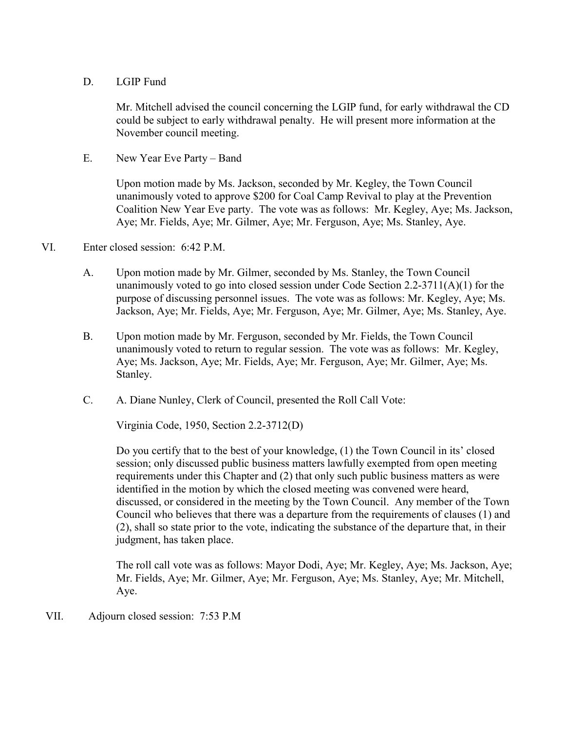D. LGIP Fund

Mr. Mitchell advised the council concerning the LGIP fund, for early withdrawal the CD could be subject to early withdrawal penalty. He will present more information at the November council meeting.

E. New Year Eve Party – Band

Upon motion made by Ms. Jackson, seconded by Mr. Kegley, the Town Council unanimously voted to approve $200 for Coal Camp Revival to play at the Prevention Coalition New Year Eve party. The vote was as follows: Mr. Kegley, Aye; Ms. Jackson, Aye; Mr. Fields, Aye; Mr. Gilmer, Aye; Mr. Ferguson, Aye; Ms. Stanley, Aye.

VI. Enter closed session: 6:42 P.M.

A. Upon motion made by Mr. Gilmer, seconded by Ms. Stanley, the Town Council unanimously voted to go into closed session under Code Section 2.2-3711(A)(1) for the purpose of discussing personnel issues. The vote was as follows: Mr. Kegley, Aye; Ms. Jackson, Aye; Mr. Fields, Aye; Mr. Ferguson, Aye; Mr. Gilmer, Aye; Ms. Stanley, Aye.

B. Upon motion made by Mr. Ferguson, seconded by Mr. Fields, the Town Council unanimously voted to return to regular session. The vote was as follows: Mr. Kegley, Aye; Ms. Jackson, Aye; Mr. Fields, Aye; Mr. Ferguson, Aye; Mr. Gilmer, Aye; Ms. Stanley.

C. A. Diane Nunley, Clerk of Council, presented the Roll Call Vote:

Virginia Code, 1950, Section 2.2-3712(D)

Do you certify that to the best of your knowledge, (1) the Town Council in its' closed session; only discussed public business matters lawfully exempted from open meeting requirements under this Chapter and (2) that only such public business matters as were identified in the motion by which the closed meeting was convened were heard, discussed, or considered in the meeting by the Town Council. Any member of the Town Council who believes that there was a departure from the requirements of clauses (1) and (2), shall so state prior to the vote, indicating the substance of the departure that, in their judgment, has taken place.

The roll call vote was as follows: Mayor Dodi, Aye; Mr. Kegley, Aye; Ms. Jackson, Aye; Mr. Fields, Aye; Mr. Gilmer, Aye; Mr. Ferguson, Aye; Ms. Stanley, Aye; Mr. Mitchell, Aye.

VII. Adjourn closed session: 7:53 P.M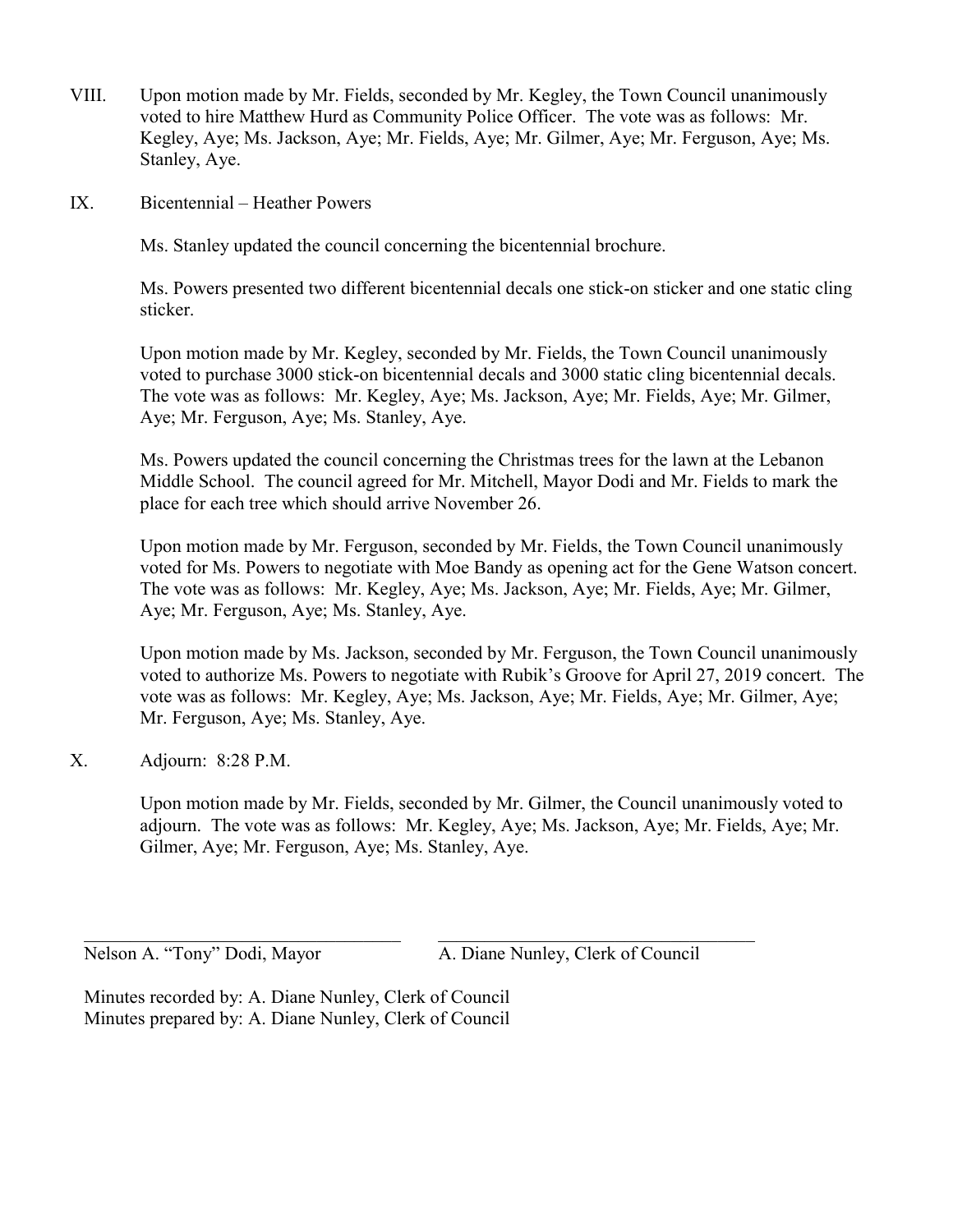VIII. Upon motion made by Mr. Fields, seconded by Mr. Kegley, the Town Council unanimously voted to hire Matthew Hurd as Community Police Officer. The vote was as follows: Mr. Kegley, Aye; Ms. Jackson, Aye; Mr. Fields, Aye; Mr. Gilmer, Aye; Mr. Ferguson, Aye; Ms. Stanley, Aye.

IX. Bicentennial – Heather Powers

Ms. Stanley updated the council concerning the bicentennial brochure.

Ms. Powers presented two different bicentennial decals one stick-on sticker and one static cling sticker.

Upon motion made by Mr. Kegley, seconded by Mr. Fields, the Town Council unanimously voted to purchase 3000 stick-on bicentennial decals and 3000 static cling bicentennial decals. The vote was as follows: Mr. Kegley, Aye; Ms. Jackson, Aye; Mr. Fields, Aye; Mr. Gilmer, Aye; Mr. Ferguson, Aye; Ms. Stanley, Aye.

Ms. Powers updated the council concerning the Christmas trees for the lawn at the Lebanon Middle School. The council agreed for Mr. Mitchell, Mayor Dodi and Mr. Fields to mark the place for each tree which should arrive November 26.

Upon motion made by Mr. Ferguson, seconded by Mr. Fields, the Town Council unanimously voted for Ms. Powers to negotiate with Moe Bandy as opening act for the Gene Watson concert. The vote was as follows: Mr. Kegley, Aye; Ms. Jackson, Aye; Mr. Fields, Aye; Mr. Gilmer, Aye; Mr. Ferguson, Aye; Ms. Stanley, Aye.

Upon motion made by Ms. Jackson, seconded by Mr. Ferguson, the Town Council unanimously voted to authorize Ms. Powers to negotiate with Rubik's Groove for April 27, 2019 concert. The vote was as follows: Mr. Kegley, Aye; Ms. Jackson, Aye; Mr. Fields, Aye; Mr. Gilmer, Aye; Mr. Ferguson, Aye; Ms. Stanley, Aye.

X. Adjourn: 8:28 P.M.

Upon motion made by Mr. Fields, seconded by Mr. Gilmer, the Council unanimously voted to adjourn. The vote was as follows: Mr. Kegley, Aye; Ms. Jackson, Aye; Mr. Fields, Aye; Mr. Gilmer, Aye; Mr. Ferguson, Aye; Ms. Stanley, Aye.

\_\_\_\_\_\_\_\_\_\_\_\_\_\_\_\_\_\_\_\_\_\_\_\_\_\_\_\_\_\_\_\_\_\_\_\_ \_\_\_\_\_\_\_\_\_\_\_\_\_\_\_\_\_\_\_\_\_\_\_\_\_\_\_\_\_\_\_\_\_\_\_\_

Nelson A. "Tony" Dodi, Mayor A. Diane Nunley, Clerk of Council

Minutes recorded by: A. Diane Nunley, Clerk of Council
Minutes prepared by: A. Diane Nunley, Clerk of Council